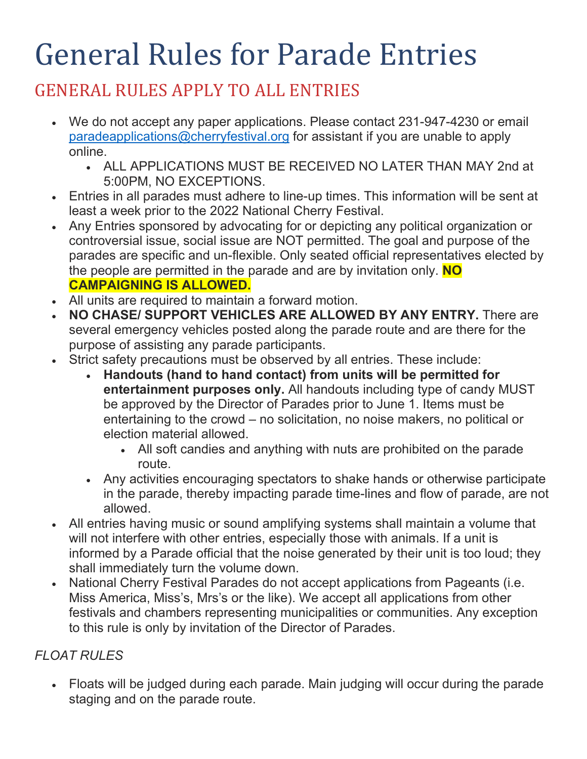# General Rules for Parade Entries

## GENERAL RULES APPLY TO ALL ENTRIES

- We do not accept any paper applications. Please contact 231-947-4230 or email paradeapplications@cherryfestival.org for assistant if you are unable to apply online.
  - ALL APPLICATIONS MUST BE RECEIVED NO LATER THAN MAY 2nd at 5:00PM, NO EXCEPTIONS.
- Entries in all parades must adhere to line-up times. This information will be sent at least a week prior to the 2022 National Cherry Festival.
- Any Entries sponsored by advocating for or depicting any political organization or controversial issue, social issue are NOT permitted. The goal and purpose of the parades are specific and un-flexible. Only seated official representatives elected by the people are permitted in the parade and are by invitation only. **NO CAMPAIGNING IS ALLOWED.**
- All units are required to maintain a forward motion.
- **NO CHASE/ SUPPORT VEHICLES ARE ALLOWED BY ANY ENTRY.** There are several emergency vehicles posted along the parade route and are there for the purpose of assisting any parade participants.
- Strict safety precautions must be observed by all entries. These include:
  - **Handouts (hand to hand contact) from units will be permitted for entertainment purposes only.** All handouts including type of candy MUST be approved by the Director of Parades prior to June 1. Items must be entertaining to the crowd – no solicitation, no noise makers, no political or election material allowed.
    - All soft candies and anything with nuts are prohibited on the parade route.
  - Any activities encouraging spectators to shake hands or otherwise participate in the parade, thereby impacting parade time-lines and flow of parade, are not allowed.
- All entries having music or sound amplifying systems shall maintain a volume that will not interfere with other entries, especially those with animals. If a unit is informed by a Parade official that the noise generated by their unit is too loud; they shall immediately turn the volume down.
- National Cherry Festival Parades do not accept applications from Pageants (i.e. Miss America, Miss's, Mrs's or the like). We accept all applications from other festivals and chambers representing municipalities or communities. Any exception to this rule is only by invitation of the Director of Parades.

### *FLOAT RULES*

- Floats will be judged during each parade. Main judging will occur during the parade staging and on the parade route.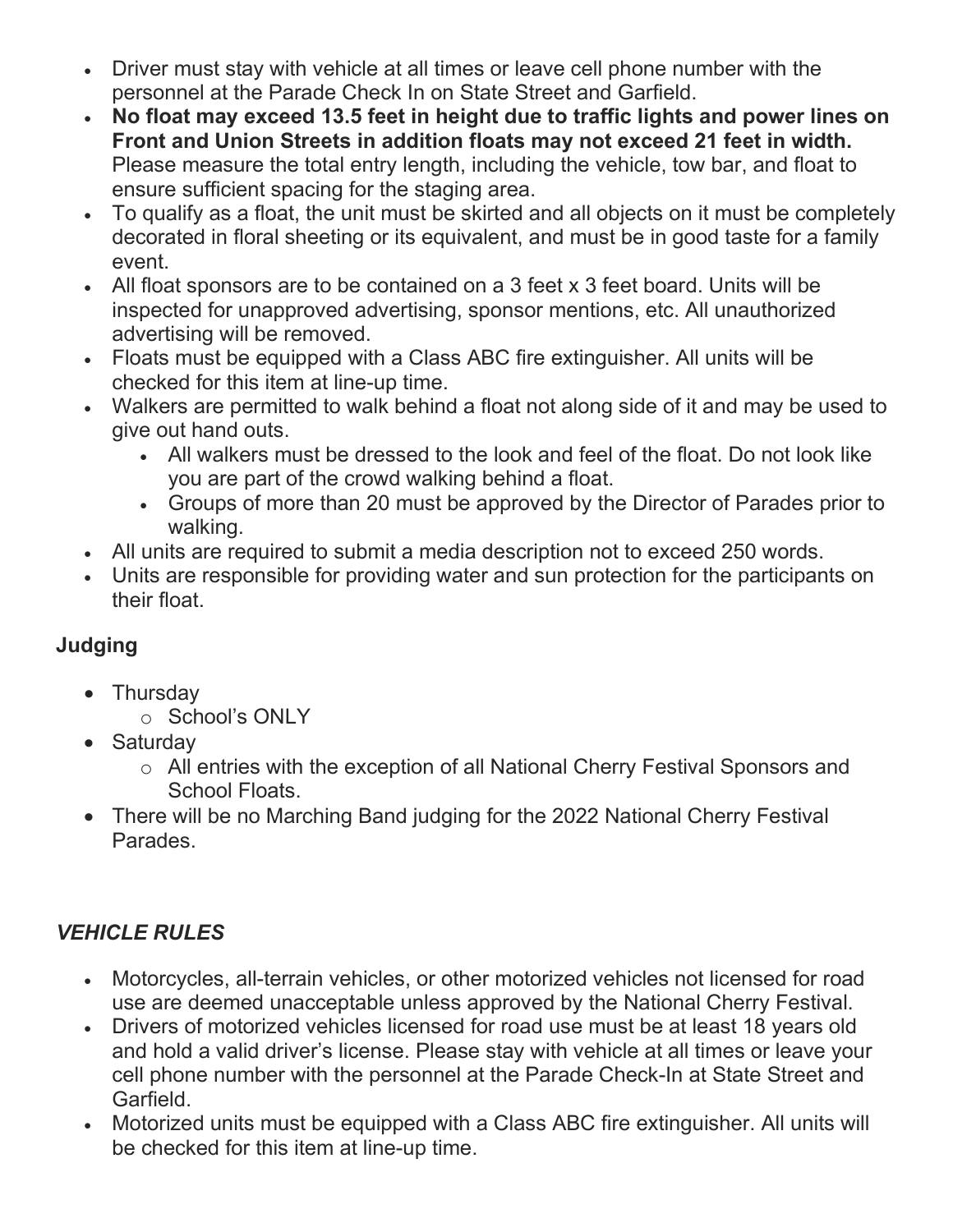- Driver must stay with vehicle at all times or leave cell phone number with the personnel at the Parade Check In on State Street and Garfield.
- **No float may exceed 13.5 feet in height due to traffic lights and power lines on Front and Union Streets in addition floats may not exceed 21 feet in width.** Please measure the total entry length, including the vehicle, tow bar, and float to ensure sufficient spacing for the staging area.
- To qualify as a float, the unit must be skirted and all objects on it must be completely decorated in floral sheeting or its equivalent, and must be in good taste for a family event.
- All float sponsors are to be contained on a 3 feet x 3 feet board. Units will be inspected for unapproved advertising, sponsor mentions, etc. All unauthorized advertising will be removed.
- Floats must be equipped with a Class ABC fire extinguisher. All units will be checked for this item at line-up time.
- Walkers are permitted to walk behind a float not along side of it and may be used to give out hand outs.
  - All walkers must be dressed to the look and feel of the float. Do not look like you are part of the crowd walking behind a float.
  - Groups of more than 20 must be approved by the Director of Parades prior to walking.
- All units are required to submit a media description not to exceed 250 words.
- Units are responsible for providing water and sun protection for the participants on their float.

### Judging

- Thursday
  - School's ONLY
- Saturday
  - All entries with the exception of all National Cherry Festival Sponsors and School Floats.
- There will be no Marching Band judging for the 2022 National Cherry Festival Parades.

### *VEHICLE RULES*

- Motorcycles, all-terrain vehicles, or other motorized vehicles not licensed for road use are deemed unacceptable unless approved by the National Cherry Festival.
- Drivers of motorized vehicles licensed for road use must be at least 18 years old and hold a valid driver's license. Please stay with vehicle at all times or leave your cell phone number with the personnel at the Parade Check-In at State Street and Garfield.
- Motorized units must be equipped with a Class ABC fire extinguisher. All units will be checked for this item at line-up time.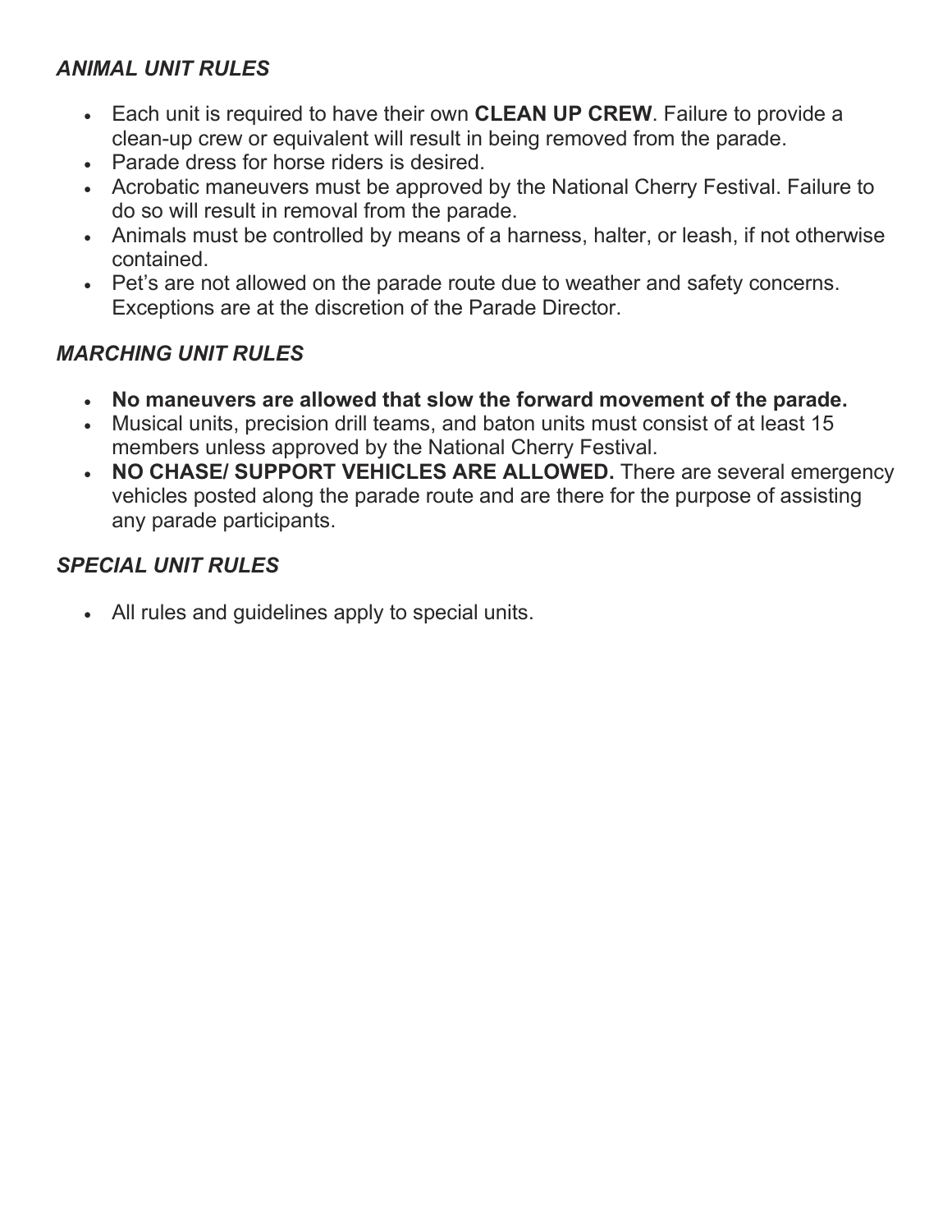### *ANIMAL UNIT RULES*

- Each unit is required to have their own **CLEAN UP CREW**. Failure to provide a clean-up crew or equivalent will result in being removed from the parade.
- Parade dress for horse riders is desired.
- Acrobatic maneuvers must be approved by the National Cherry Festival. Failure to do so will result in removal from the parade.
- Animals must be controlled by means of a harness, halter, or leash, if not otherwise contained.
- Pet's are not allowed on the parade route due to weather and safety concerns. Exceptions are at the discretion of the Parade Director.

### *MARCHING UNIT RULES*

- **No maneuvers are allowed that slow the forward movement of the parade.**
- Musical units, precision drill teams, and baton units must consist of at least 15 members unless approved by the National Cherry Festival.
- **NO CHASE/ SUPPORT VEHICLES ARE ALLOWED.** There are several emergency vehicles posted along the parade route and are there for the purpose of assisting any parade participants.

### *SPECIAL UNIT RULES*

- All rules and guidelines apply to special units.